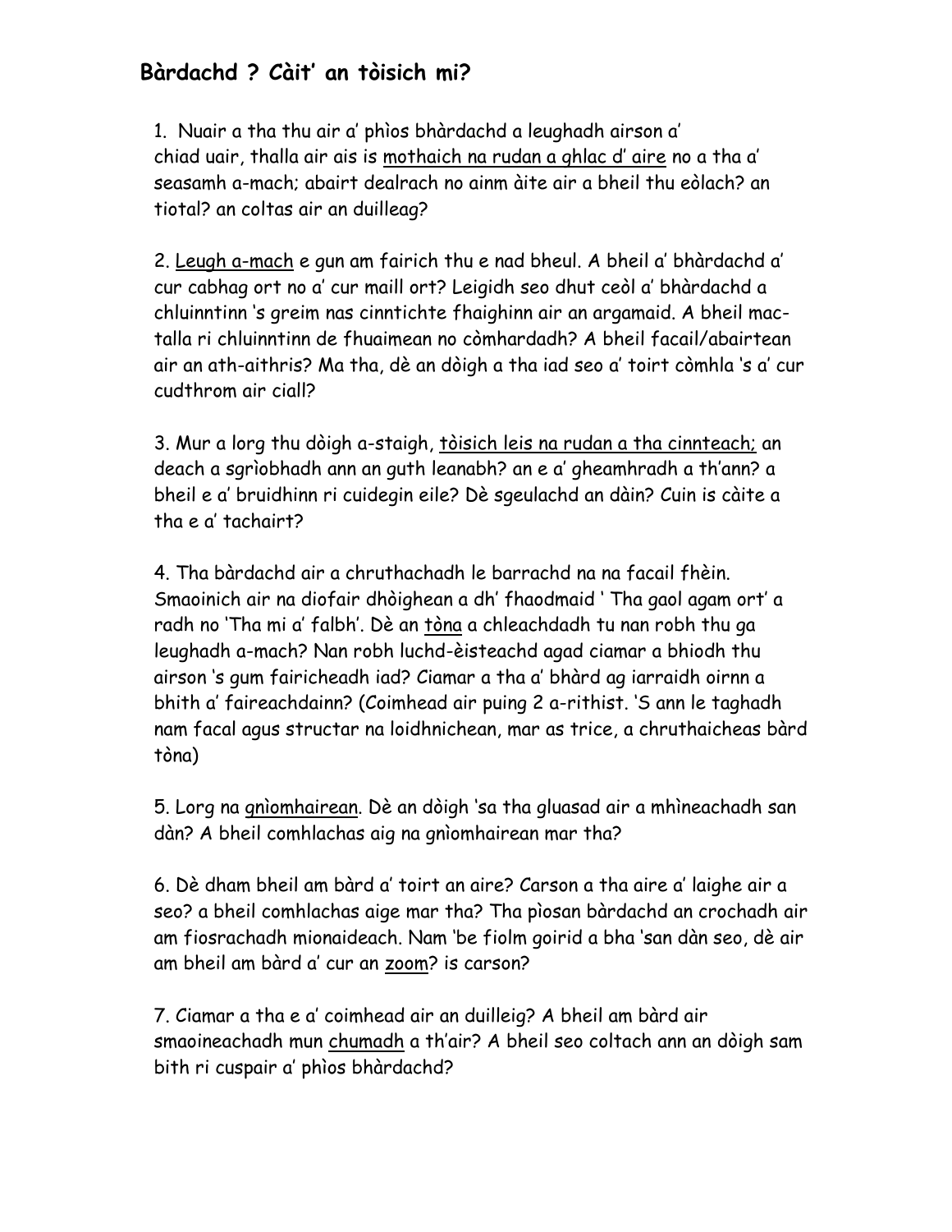## Bàrdachd ? Càit' an tòisich mi?

1. Nuair a tha thu air a' phìos bhàrdachd a leughadh airson a' chiad uair, thalla air ais is <u>mothaich na rudan a ghlac d' aire</u> no a tha a' seasamh a-mach; abairt dealrach no ainm àite air a bheil thu eòlach? an tiotal? an coltas air an duilleag?

2. <u>Leugh a-mach</u> e gun am fairich thu e nad bheul. A bheil a' bhàrdachd a' cur cabhag ort no a' cur maill ort? Leigidh seo dhut ceòl a' bhàrdachd a chluinntinn 's greim nas cinntichte fhaighinn air an argamaid. A bheil mac-talla ri chluinntinn de fhuaimean no còmhardadh? A bheil facail/abairtean air an ath-aithris? Ma tha, dè an dòigh a tha iad seo a' toirt còmhla 's a' cur cudthrom air ciall?

3. Mur a lorg thu dòigh a-staigh, <u>tòisich leis na rudan a tha cinnteach;</u> an deach a sgrìobhadh ann an guth leanabh? an e a' gheamhradh a th'ann? a bheil e a' bruidhinn ri cuidegin eile? Dè sgeulachd an dàin? Cuin is càite a tha e a' tachairt?

4. Tha bàrdachd air a chruthachadh le barrachd na na facail fhèin. Smaoinich air na diofair dhòighean a dh' fhaodmaid ' Tha gaol agam ort' a radh no 'Tha mi a' falbh'. Dè an <u>tòna</u> a chleachdadh tu nan robh thu ga leughadh a-mach? Nan robh luchd-èisteachd agad ciamar a bhiodh thu airson 's gum fairicheadh iad? Ciamar a tha a' bhàrd ag iarraidh oirnn a bhith a' faireachdainn? (Coimhead air puing 2 a-rithist. 'S ann le taghadh nam facal agus structar na loidhnichean, mar as trice, a chruthaicheas bàrd tòna)

5. Lorg na <u>gnìomhairean</u>. Dè an dòigh 'sa tha gluasad air a mhìneachadh san dàn? A bheil comhlachas aig na gnìomhairean mar tha?

6. Dè dham bheil am bàrd a' toirt an aire? Carson a tha aire a' laighe air a seo? a bheil comhlachas aige mar tha? Tha pìosan bàrdachd an crochadh air am fiosrachadh mionaideach. Nam 'be fiolm goirid a bha 'san dàn seo, dè air am bheil am bàrd a' cur an <u>zoom</u>? is carson?

7. Ciamar a tha e a' coimhead air an duilleig? A bheil am bàrd air smaoineachadh mun <u>chumadh</u> a th'air? A bheil seo coltach ann an dòigh sam bith ri cuspair a' phìos bhàrdachd?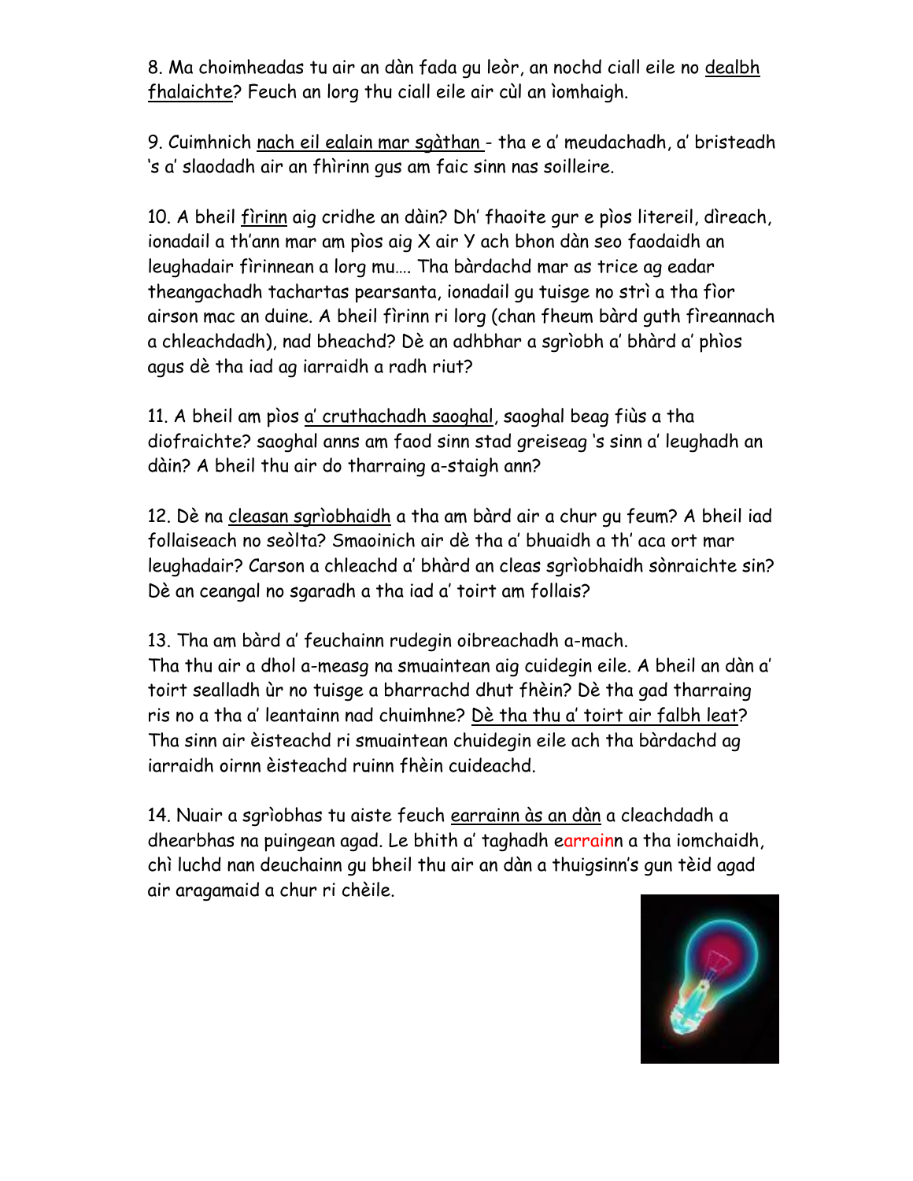8. Ma choimheadas tu air an dàn fada gu leòr, an nochd ciall eile no <u>dealbh fhalaichte</u>? Feuch an lorg thu ciall eile air cùl an ìomhaigh.

9. Cuimhnich <u>nach eil ealain mar sgàthan</u> - tha e a' meudachadh, a' bristeadh 's a' slaodadh air an fhìrinn gus am faic sinn nas soilleire.

10. A bheil <u>fìrinn</u> aig cridhe an dàin? Dh' fhaoite gur e pìos litereil, dìreach, ionadail a th'ann mar am pìos aig X air Y ach bhon dàn seo faodaidh an leughadair fìrinnean a lorg mu…. Tha bàrdachd mar as trice ag eadar theangachadh tachartas pearsanta, ionadail gu tuisge no strì a tha fìor airson mac an duine. A bheil fìrinn ri lorg (chan fheum bàrd guth fìreannach a chleachdadh), nad bheachd? Dè an adhbhar a sgrìobh a' bhàrd a' phìos agus dè tha iad ag iarraidh a radh riut?

11. A bheil am pìos <u>a' cruthachadh saoghal</u>, saoghal beag fiùs a tha diofraichte? saoghal anns am faod sinn stad greiseag 's sinn a' leughadh an dàin? A bheil thu air do tharraing a-staigh ann?

12. Dè na <u>cleasan sgrìobhaidh</u> a tha am bàrd air a chur gu feum? A bheil iad follaiseach no seòlta? Smaoinich air dè tha a' bhuaidh a th' aca ort mar leughadair? Carson a chleachd a' bhàrd an cleas sgrìobhaidh sònraichte sin? Dè an ceangal no sgaradh a tha iad a' toirt am follais?

13. Tha am bàrd a' feuchainn rudegin oibreachadh a-mach.
Tha thu air a dhol a-measg na smuaintean aig cuidegin eile. A bheil an dàn a' toirt sealladh ùr no tuisge a bharrachd dhut fhèin? Dè tha gad tharraing ris no a tha a' leantainn nad chuimhne? <u>Dè tha thu a' toirt air falbh leat</u>? Tha sinn air èisteachd ri smuaintean chuidegin eile ach tha bàrdachd ag iarraidh oirnn èisteachd ruinn fhèin cuideachd.

14. Nuair a sgrìobhas tu aiste feuch <u>earrainn às an dàn</u> a cleachdadh a dhearbhas na puingean agad. Le bhith a' taghadh earrainn a tha iomchaidh, chì luchd nan deuchainn gu bheil thu air an dàn a thuigsinn's gun tèid agad air aragamaid a chur ri chèile.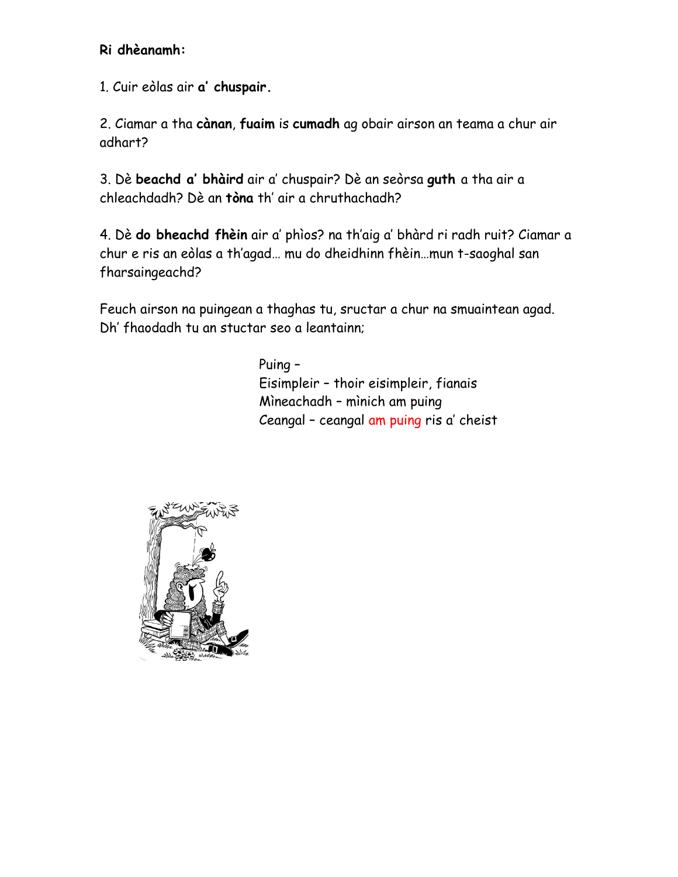**Ri dhèanamh:**

1. Cuir eòlas air **a' chuspair.**

2. Ciamar a tha **cànan**, **fuaim** is **cumadh** ag obair airson an teama a chur air adhart?

3. Dè **beachd a' bhàird** air a' chuspair? Dè an seòrsa **guth** a tha air a chleachdadh? Dè an **tòna** th' air a chruthachadh?

4. Dè **do bheachd fhèin** air a' phìos? na th'aig a' bhàrd ri radh ruit? Ciamar a chur e ris an eòlas a th'agad… mu do dheidhinn fhèin…mun t-saoghal san fharsaingeachd?

Feuch airson na puingean a thaghas tu, sructar a chur na smuaintean agad. Dh' fhaodadh tu an stuctar seo a leantainn;

Puing –
Eisimpleir – thoir eisimpleir, fianais
Mìneachadh – mìnich am puing
Ceangal – ceangal am puing ris a' cheist